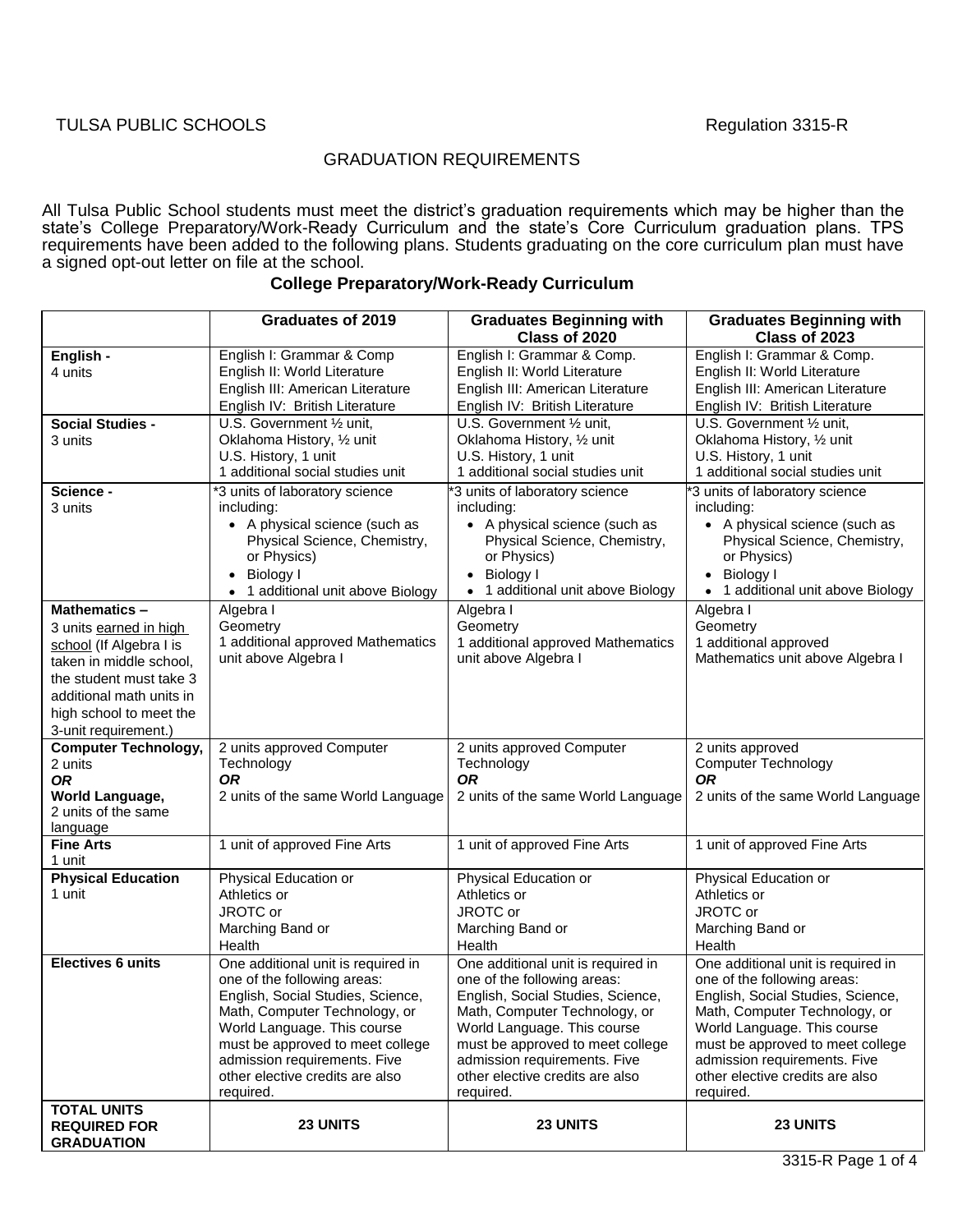TULSA PUBLIC SCHOOLS Regulation 3315-R

# GRADUATION REQUIREMENTS

All Tulsa Public School students must meet the district's graduation requirements which may be higher than the state's College Preparatory/Work-Ready Curriculum and the state's Core Curriculum graduation plans. TPS requirements have been added to the following plans. Students graduating on the core curriculum plan must have a signed opt-out letter on file at the school.

## College Preparatory/Work-Ready Curriculum

| | Graduates of 2019 | Graduates Beginning with Class of 2020 | Graduates Beginning with Class of 2023 |
|---|---|---|---|
| **English -** 4 units | English I: Grammar & Comp<br>English II: World Literature<br>English III: American Literature<br>English IV: British Literature | English I: Grammar & Comp.<br>English II: World Literature<br>English III: American Literature<br>English IV: British Literature | English I: Grammar & Comp.<br>English II: World Literature<br>English III: American Literature<br>English IV: British Literature |
| **Social Studies -** 3 units | U.S. Government ½ unit,<br>Oklahoma History, ½ unit<br>U.S. History, 1 unit<br>1 additional social studies unit | U.S. Government ½ unit,<br>Oklahoma History, ½ unit<br>U.S. History, 1 unit<br>1 additional social studies unit | U.S. Government ½ unit,<br>Oklahoma History, ½ unit<br>U.S. History, 1 unit<br>1 additional social studies unit |
| **Science -** 3 units | *3 units of laboratory science including:<br>• A physical science (such as Physical Science, Chemistry, or Physics)<br>• Biology I<br>• 1 additional unit above Biology | *3 units of laboratory science including:<br>• A physical science (such as Physical Science, Chemistry, or Physics)<br>• Biology I<br>• 1 additional unit above Biology | *3 units of laboratory science including:<br>• A physical science (such as Physical Science, Chemistry, or Physics)<br>• Biology I<br>• 1 additional unit above Biology |
| **Mathematics –** 3 units <u>earned in high school</u> (If Algebra I is taken in middle school, the student must take 3 additional math units in high school to meet the 3-unit requirement.) | Algebra I<br>Geometry<br>1 additional approved Mathematics unit above Algebra I | Algebra I<br>Geometry<br>1 additional approved Mathematics unit above Algebra I | Algebra I<br>Geometry<br>1 additional approved Mathematics unit above Algebra I |
| **Computer Technology,** 2 units<br>***OR***<br>**World Language,** 2 units of the same language | 2 units approved Computer Technology<br>***OR***<br>2 units of the same World Language | 2 units approved Computer Technology<br>***OR***<br>2 units of the same World Language | 2 units approved Computer Technology<br>***OR***<br>2 units of the same World Language |
| **Fine Arts** 1 unit | 1 unit of approved Fine Arts | 1 unit of approved Fine Arts | 1 unit of approved Fine Arts |
| **Physical Education** 1 unit | Physical Education or<br>Athletics or<br>JROTC or<br>Marching Band or<br>Health | Physical Education or<br>Athletics or<br>JROTC or<br>Marching Band or<br>Health | Physical Education or<br>Athletics or<br>JROTC or<br>Marching Band or<br>Health |
| **Electives 6 units** | One additional unit is required in one of the following areas: English, Social Studies, Science, Math, Computer Technology, or World Language. This course must be approved to meet college admission requirements. Five other elective credits are also required. | One additional unit is required in one of the following areas: English, Social Studies, Science, Math, Computer Technology, or World Language. This course must be approved to meet college admission requirements. Five other elective credits are also required. | One additional unit is required in one of the following areas: English, Social Studies, Science, Math, Computer Technology, or World Language. This course must be approved to meet college admission requirements. Five other elective credits are also required. |
| **TOTAL UNITS REQUIRED FOR GRADUATION** | **23 UNITS** | **23 UNITS** | **23 UNITS** |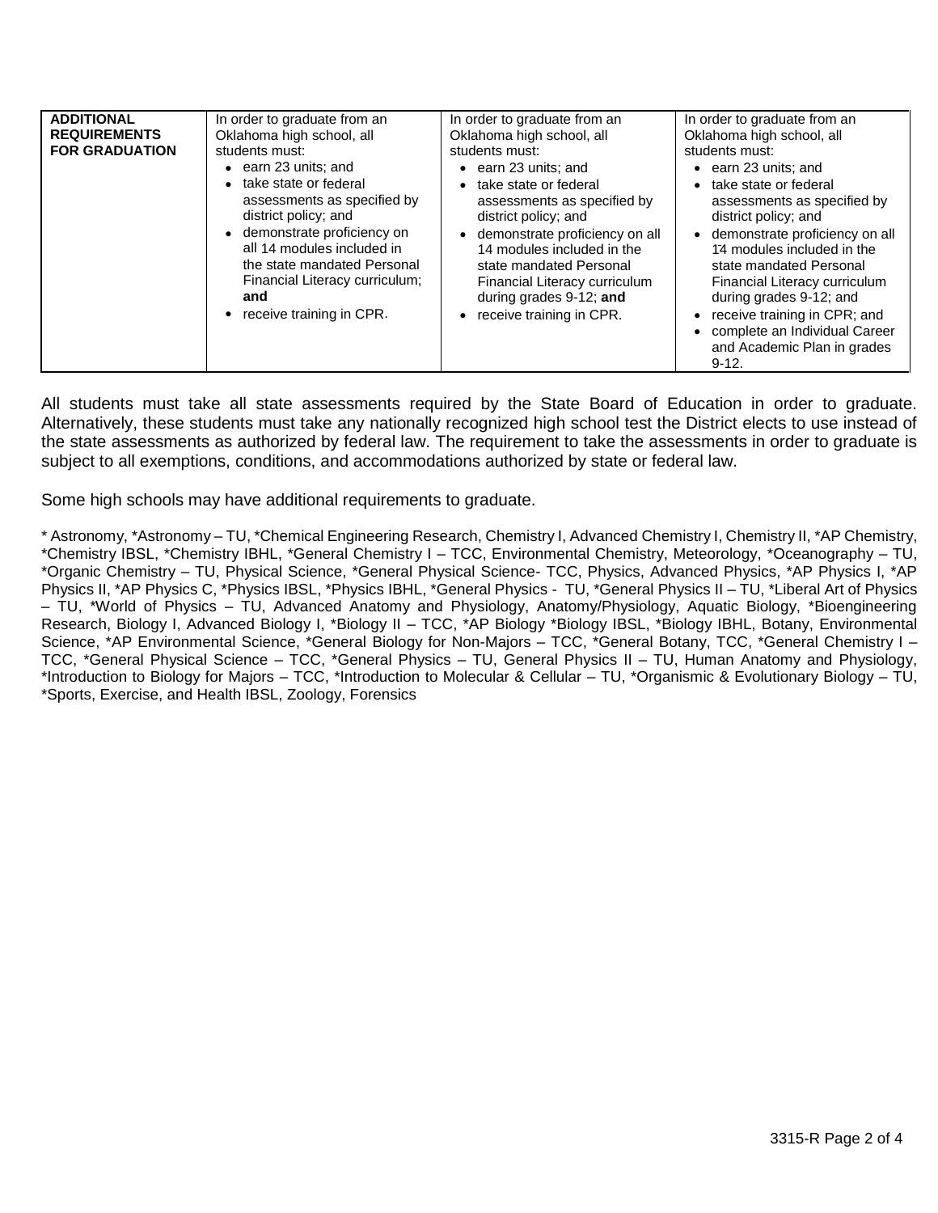| **ADDITIONAL REQUIREMENTS FOR GRADUATION** | In order to graduate from an Oklahoma high school, all students must:<br>• earn 23 units; and<br>• take state or federal assessments as specified by district policy; and<br>• demonstrate proficiency on all 14 modules included in the state mandated Personal Financial Literacy curriculum; **and**<br>• receive training in CPR. | In order to graduate from an Oklahoma high school, all students must:<br>• earn 23 units; and<br>• take state or federal assessments as specified by district policy; and<br>• demonstrate proficiency on all 14 modules included in the state mandated Personal Financial Literacy curriculum during grades 9-12; **and**<br>• receive training in CPR. | In order to graduate from an Oklahoma high school, all students must:<br>• earn 23 units; and<br>• take state or federal assessments as specified by district policy; and<br>• demonstrate proficiency on all 14 modules included in the state mandated Personal Financial Literacy curriculum during grades 9-12; and<br>• receive training in CPR; and<br>• complete an Individual Career and Academic Plan in grades 9-12. |
|---|---|---|---|

All students must take all state assessments required by the State Board of Education in order to graduate. Alternatively, these students must take any nationally recognized high school test the District elects to use instead of the state assessments as authorized by federal law. The requirement to take the assessments in order to graduate is subject to all exemptions, conditions, and accommodations authorized by state or federal law.

Some high schools may have additional requirements to graduate.

* Astronomy, *Astronomy – TU, *Chemical Engineering Research, Chemistry I, Advanced Chemistry I, Chemistry II, *AP Chemistry, *Chemistry IBSL, *Chemistry IBHL, *General Chemistry I – TCC, Environmental Chemistry, Meteorology, *Oceanography – TU, *Organic Chemistry – TU, Physical Science, *General Physical Science- TCC, Physics, Advanced Physics, *AP Physics I, *AP Physics II, *AP Physics C, *Physics IBSL, *Physics IBHL, *General Physics - TU, *General Physics II – TU, *Liberal Art of Physics – TU, *World of Physics – TU, Advanced Anatomy and Physiology, Anatomy/Physiology, Aquatic Biology, *Bioengineering Research, Biology I, Advanced Biology I, *Biology II – TCC, *AP Biology *Biology IBSL, *Biology IBHL, Botany, Environmental Science, *AP Environmental Science, *General Biology for Non-Majors – TCC, *General Botany, TCC, *General Chemistry I – TCC, *General Physical Science – TCC, *General Physics – TU, General Physics II – TU, Human Anatomy and Physiology, *Introduction to Biology for Majors – TCC, *Introduction to Molecular & Cellular – TU, *Organismic & Evolutionary Biology – TU, *Sports, Exercise, and Health IBSL, Zoology, Forensics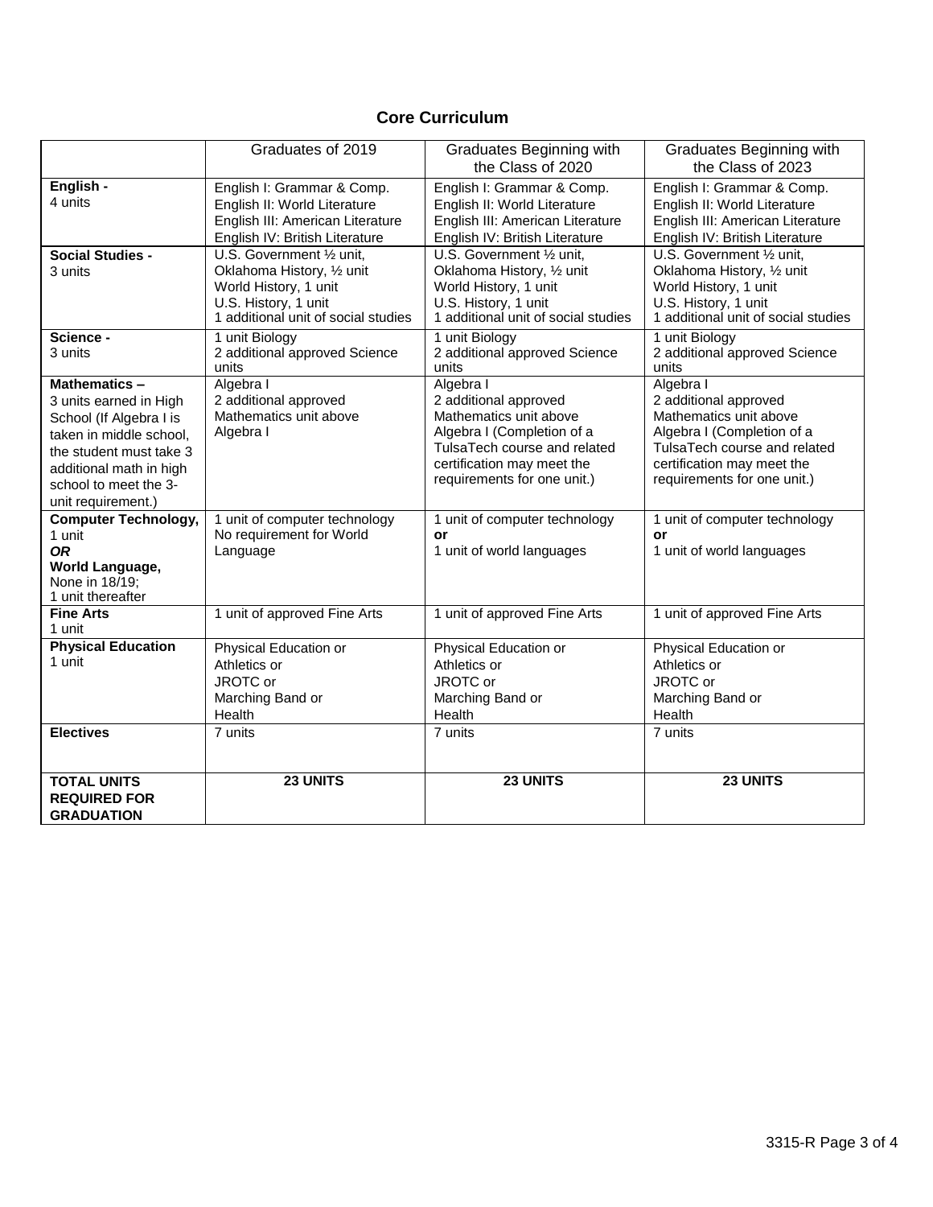## Core Curriculum

| | Graduates of 2019 | Graduates Beginning with the Class of 2020 | Graduates Beginning with the Class of 2023 |
|---|---|---|---|
| **English -**<br>4 units | English I: Grammar & Comp.<br>English II: World Literature<br>English III: American Literature<br>English IV: British Literature | English I: Grammar & Comp.<br>English II: World Literature<br>English III: American Literature<br>English IV: British Literature | English I: Grammar & Comp.<br>English II: World Literature<br>English III: American Literature<br>English IV: British Literature |
| **Social Studies -**<br>3 units | U.S. Government ½ unit,<br>Oklahoma History, ½ unit<br>World History, 1 unit<br>U.S. History, 1 unit<br>1 additional unit of social studies | U.S. Government ½ unit,<br>Oklahoma History, ½ unit<br>World History, 1 unit<br>U.S. History, 1 unit<br>1 additional unit of social studies | U.S. Government ½ unit,<br>Oklahoma History, ½ unit<br>World History, 1 unit<br>U.S. History, 1 unit<br>1 additional unit of social studies |
| **Science -**<br>3 units | 1 unit Biology<br>2 additional approved Science units | 1 unit Biology<br>2 additional approved Science units | 1 unit Biology<br>2 additional approved Science units |
| **Mathematics –**<br>3 units earned in High School (If Algebra I is taken in middle school, the student must take 3 additional math in high school to meet the 3-unit requirement.) | Algebra I<br>2 additional approved Mathematics unit above Algebra I | Algebra I<br>2 additional approved Mathematics unit above Algebra I (Completion of a TulsaTech course and related certification may meet the requirements for one unit.) | Algebra I<br>2 additional approved Mathematics unit above Algebra I (Completion of a TulsaTech course and related certification may meet the requirements for one unit.) |
| **Computer Technology,**<br>1 unit<br>***OR***<br>**World Language,**<br>None in 18/19;<br>1 unit thereafter | 1 unit of computer technology<br>No requirement for World Language | 1 unit of computer technology<br>**or**<br>1 unit of world languages | 1 unit of computer technology<br>**or**<br>1 unit of world languages |
| **Fine Arts**<br>1 unit | 1 unit of approved Fine Arts | 1 unit of approved Fine Arts | 1 unit of approved Fine Arts |
| **Physical Education**<br>1 unit | Physical Education or<br>Athletics or<br>JROTC or<br>Marching Band or<br>Health | Physical Education or<br>Athletics or<br>JROTC or<br>Marching Band or<br>Health | Physical Education or<br>Athletics or<br>JROTC or<br>Marching Band or<br>Health |
| **Electives** | 7 units | 7 units | 7 units |
| **TOTAL UNITS REQUIRED FOR GRADUATION** | **23 UNITS** | **23 UNITS** | **23 UNITS** |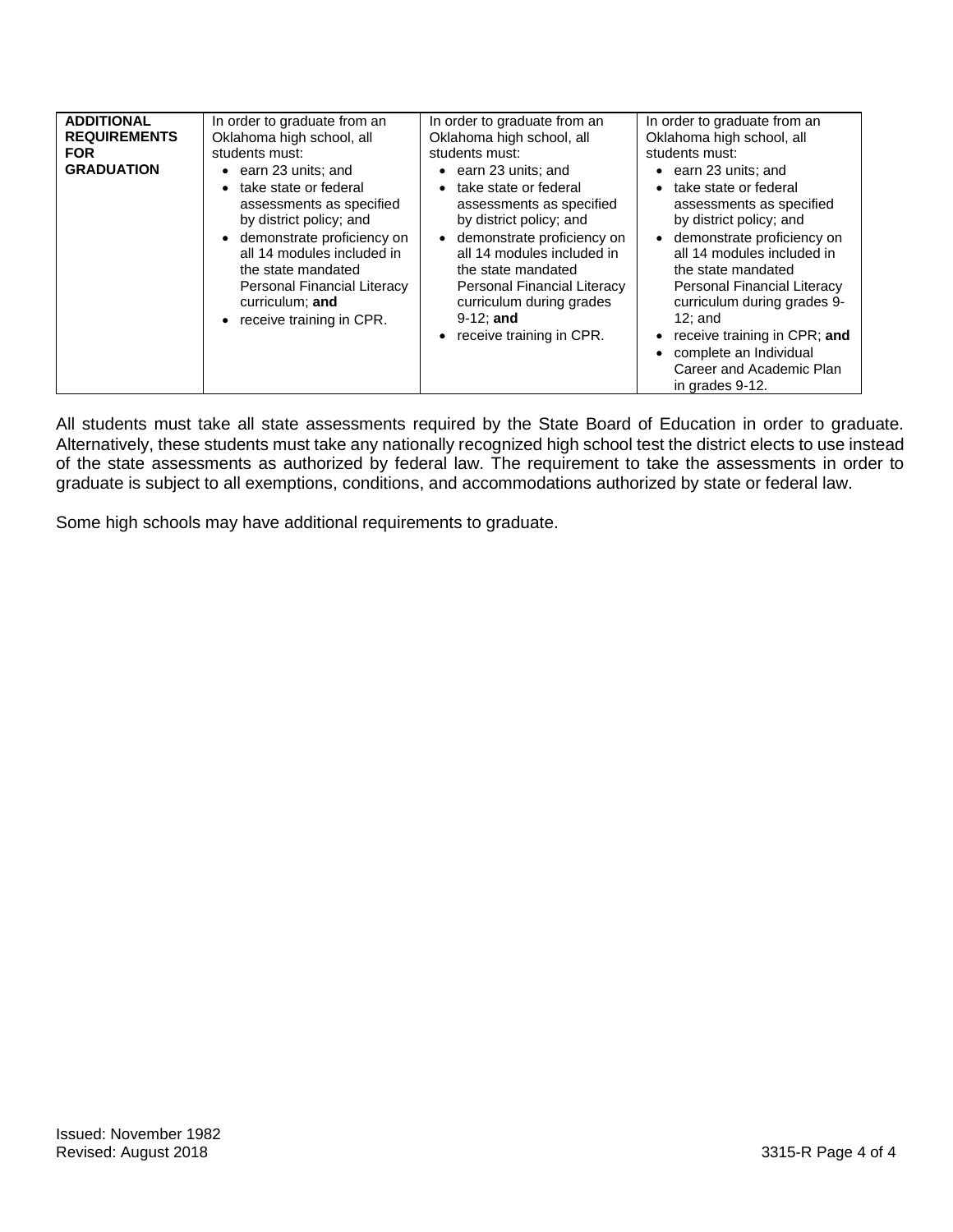| | | | |
|---|---|---|---|
| **ADDITIONAL REQUIREMENTS FOR GRADUATION** | In order to graduate from an Oklahoma high school, all students must:<br>• earn 23 units; and<br>• take state or federal assessments as specified by district policy; and<br>• demonstrate proficiency on all 14 modules included in the state mandated Personal Financial Literacy curriculum; **and**<br>• receive training in CPR. | In order to graduate from an Oklahoma high school, all students must:<br>• earn 23 units; and<br>• take state or federal assessments as specified by district policy; and<br>• demonstrate proficiency on all 14 modules included in the state mandated Personal Financial Literacy curriculum during grades 9-12; **and**<br>• receive training in CPR. | In order to graduate from an Oklahoma high school, all students must:<br>• earn 23 units; and<br>• take state or federal assessments as specified by district policy; and<br>• demonstrate proficiency on all 14 modules included in the state mandated Personal Financial Literacy curriculum during grades 9-12; and<br>• receive training in CPR; **and**<br>• complete an Individual Career and Academic Plan in grades 9-12. |

All students must take all state assessments required by the State Board of Education in order to graduate. Alternatively, these students must take any nationally recognized high school test the district elects to use instead of the state assessments as authorized by federal law. The requirement to take the assessments in order to graduate is subject to all exemptions, conditions, and accommodations authorized by state or federal law.

Some high schools may have additional requirements to graduate.

Issued: November 1982
Revised: August 2018